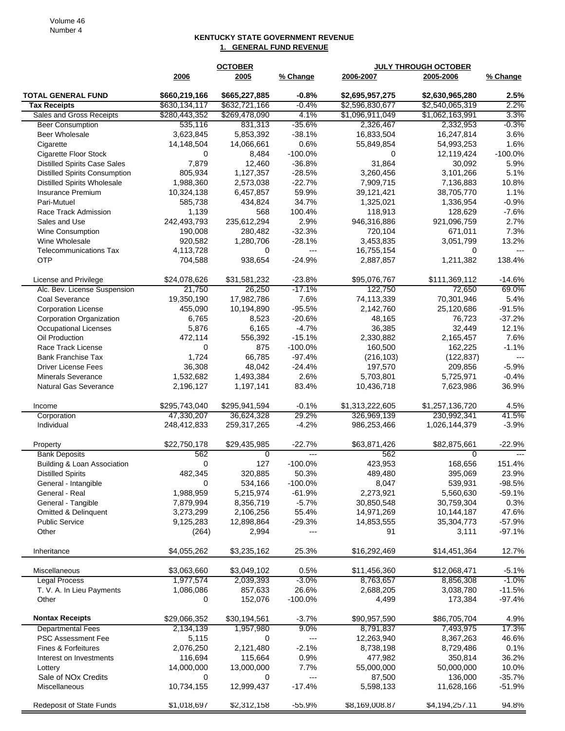## KENTUCKY STATE GOVERNMENT REVENUE

### 1. GENERAL FUND REVENUE

| | OCTOBER | | | JULY THROUGH OCTOBER | | |
|---|---|---|---|---|---|---|
| | 2006 | 2005 | % Change | 2006-2007 | 2005-2006 | % Change |
| **TOTAL GENERAL FUND** | **$660,219,166** | **$665,227,885** | **-0.8%** | **$2,695,957,275** | **$2,630,965,280** | **2.5%** |
| **Tax Receipts** | $630,134,117 | $632,721,166 | -0.4% | $2,596,830,677 | $2,540,065,319 | 2.2% |
| Sales and Gross Receipts | $280,443,352 | $269,478,090 | 4.1% | $1,096,911,049 | $1,062,163,991 | 3.3% |
| Beer Consumption | 535,116 | 831,313 | -35.6% | 2,326,467 | 2,332,953 | -0.3% |
| Beer Wholesale | 3,623,845 | 5,853,392 | -38.1% | 16,833,504 | 16,247,814 | 3.6% |
| Cigarette | 14,148,504 | 14,066,661 | 0.6% | 55,849,854 | 54,993,253 | 1.6% |
| Cigarette Floor Stock | 0 | 8,484 | -100.0% | 0 | 12,119,424 | -100.0% |
| Distilled Spirits Case Sales | 7,879 | 12,460 | -36.8% | 31,864 | 30,092 | 5.9% |
| Distilled Spirits Consumption | 805,934 | 1,127,357 | -28.5% | 3,260,456 | 3,101,266 | 5.1% |
| Distilled Spirits Wholesale | 1,988,360 | 2,573,038 | -22.7% | 7,909,715 | 7,136,883 | 10.8% |
| Insurance Premium | 10,324,138 | 6,457,857 | 59.9% | 39,121,421 | 38,705,770 | 1.1% |
| Pari-Mutuel | 585,738 | 434,824 | 34.7% | 1,325,021 | 1,336,954 | -0.9% |
| Race Track Admission | 1,139 | 568 | 100.4% | 118,913 | 128,629 | -7.6% |
| Sales and Use | 242,493,793 | 235,612,294 | 2.9% | 946,316,886 | 921,096,759 | 2.7% |
| Wine Consumption | 190,008 | 280,482 | -32.3% | 720,104 | 671,011 | 7.3% |
| Wine Wholesale | 920,582 | 1,280,706 | -28.1% | 3,453,835 | 3,051,799 | 13.2% |
| Telecommunications Tax | 4,113,728 | 0 | --- | 16,755,154 | 0 | --- |
| OTP | 704,588 | 938,654 | -24.9% | 2,887,857 | 1,211,382 | 138.4% |
| | | | | | | |
| License and Privilege | $24,078,626 | $31,581,232 | -23.8% | $95,076,767 | $111,369,112 | -14.6% |
| Alc. Bev. License Suspension | 21,750 | 26,250 | -17.1% | 122,750 | 72,650 | 69.0% |
| Coal Severance | 19,350,190 | 17,982,786 | 7.6% | 74,113,339 | 70,301,946 | 5.4% |
| Corporation License | 455,090 | 10,194,890 | -95.5% | 2,142,760 | 25,120,686 | -91.5% |
| Corporation Organization | 6,765 | 8,523 | -20.6% | 48,165 | 76,723 | -37.2% |
| Occupational Licenses | 5,876 | 6,165 | -4.7% | 36,385 | 32,449 | 12.1% |
| Oil Production | 472,114 | 556,392 | -15.1% | 2,330,882 | 2,165,457 | 7.6% |
| Race Track License | 0 | 875 | -100.0% | 160,500 | 162,225 | -1.1% |
| Bank Franchise Tax | 1,724 | 66,785 | -97.4% | (216,103) | (122,837) | --- |
| Driver License Fees | 36,308 | 48,042 | -24.4% | 197,570 | 209,856 | -5.9% |
| Minerals Severance | 1,532,682 | 1,493,384 | 2.6% | 5,703,801 | 5,725,971 | -0.4% |
| Natural Gas Severance | 2,196,127 | 1,197,141 | 83.4% | 10,436,718 | 7,623,986 | 36.9% |
| | | | | | | |
| Income | $295,743,040 | $295,941,594 | -0.1% | $1,313,222,605 | $1,257,136,720 | 4.5% |
| Corporation | 47,330,207 | 36,624,328 | 29.2% | 326,969,139 | 230,992,341 | 41.5% |
| Individual | 248,412,833 | 259,317,265 | -4.2% | 986,253,466 | 1,026,144,379 | -3.9% |
| | | | | | | |
| Property | $22,750,178 | $29,435,985 | -22.7% | $63,871,426 | $82,875,661 | -22.9% |
| Bank Deposits | 562 | 0 | --- | 562 | 0 | --- |
| Building & Loan Association | 0 | 127 | -100.0% | 423,953 | 168,656 | 151.4% |
| Distilled Spirits | 482,345 | 320,885 | 50.3% | 489,480 | 395,069 | 23.9% |
| General - Intangible | 0 | 534,166 | -100.0% | 8,047 | 539,931 | -98.5% |
| General - Real | 1,988,959 | 5,215,974 | -61.9% | 2,273,921 | 5,560,630 | -59.1% |
| General - Tangible | 7,879,994 | 8,356,719 | -5.7% | 30,850,548 | 30,759,304 | 0.3% |
| Omitted & Delinquent | 3,273,299 | 2,106,256 | 55.4% | 14,971,269 | 10,144,187 | 47.6% |
| Public Service | 9,125,283 | 12,898,864 | -29.3% | 14,853,555 | 35,304,773 | -57.9% |
| Other | (264) | 2,994 | --- | 91 | 3,111 | -97.1% |
| | | | | | | |
| Inheritance | $4,055,262 | $3,235,162 | 25.3% | $16,292,469 | $14,451,364 | 12.7% |
| | | | | | | |
| Miscellaneous | $3,063,660 | $3,049,102 | 0.5% | $11,456,360 | $12,068,471 | -5.1% |
| Legal Process | 1,977,574 | 2,039,393 | -3.0% | 8,763,657 | 8,856,308 | -1.0% |
| T. V. A. In Lieu Payments | 1,086,086 | 857,633 | 26.6% | 2,688,205 | 3,038,780 | -11.5% |
| Other | 0 | 152,076 | -100.0% | 4,499 | 173,384 | -97.4% |
| | | | | | | |
| **Nontax Receipts** | $29,066,352 | $30,194,561 | -3.7% | $90,957,590 | $86,705,704 | 4.9% |
| Departmental Fees | 2,134,139 | 1,957,980 | 9.0% | 8,791,837 | 7,493,975 | 17.3% |
| PSC Assessment Fee | 5,115 | 0 | --- | 12,263,940 | 8,367,263 | 46.6% |
| Fines & Forfeitures | 2,076,250 | 2,121,480 | -2.1% | 8,738,198 | 8,729,486 | 0.1% |
| Interest on Investments | 116,694 | 115,664 | 0.9% | 477,982 | 350,814 | 36.2% |
| Lottery | 14,000,000 | 13,000,000 | 7.7% | 55,000,000 | 50,000,000 | 10.0% |
| Sale of NOx Credits | 0 | 0 | --- | 87,500 | 136,000 | -35.7% |
| Miscellaneous | 10,734,155 | 12,999,437 | -17.4% | 5,598,133 | 11,628,166 | -51.9% |
| | | | | | | |
| Redeposit of State Funds | $1,018,697 | $2,312,158 | -55.9% | $8,169,008.87 | $4,194,257.11 | 94.8% |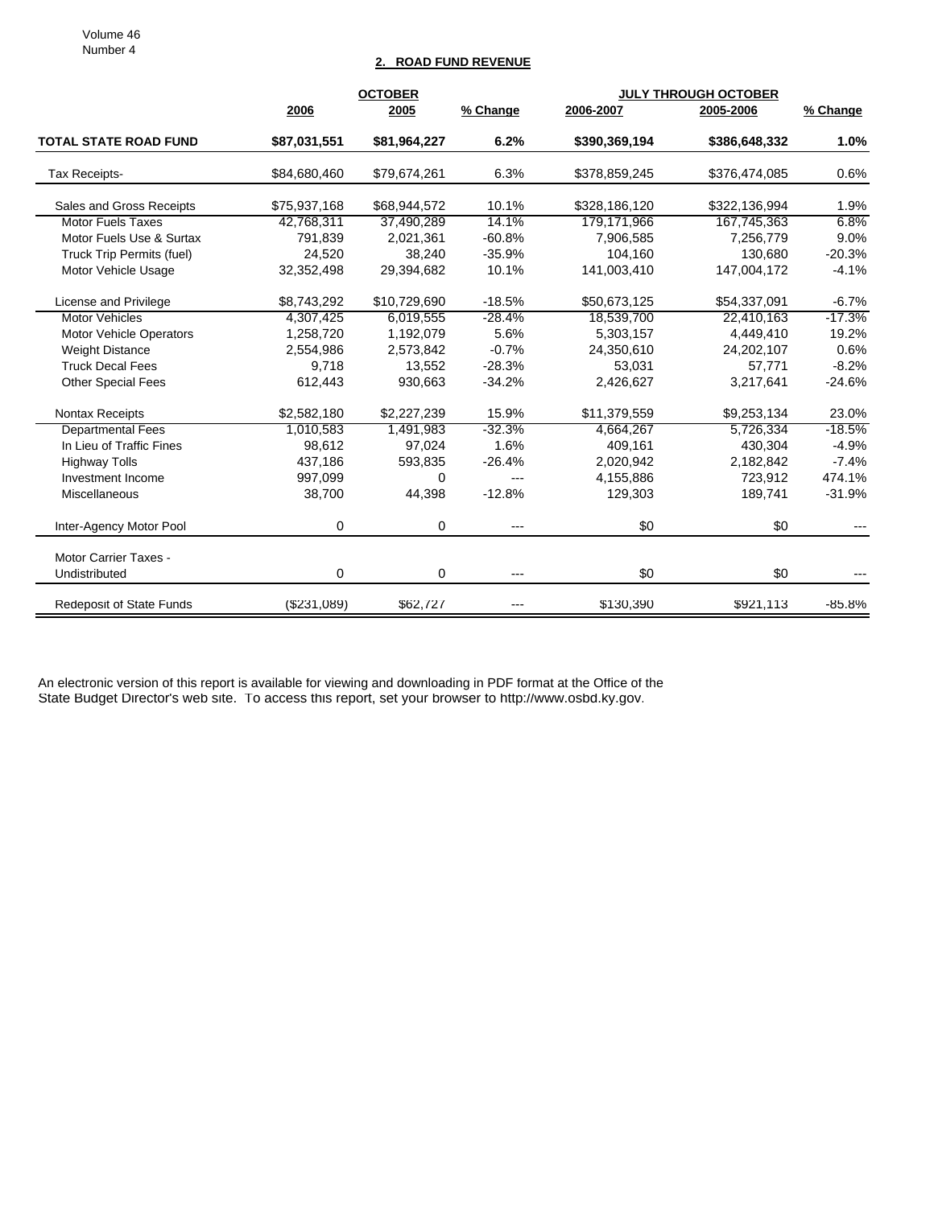## 2. ROAD FUND REVENUE

| | OCTOBER | | | JULY THROUGH OCTOBER | | |
|---|---|---|---|---|---|---|
| | 2006 | 2005 | % Change | 2006-2007 | 2005-2006 | % Change |
| **TOTAL STATE ROAD FUND** | **$87,031,551** | **$81,964,227** | **6.2%** | **$390,369,194** | **$386,648,332** | **1.0%** |
| Tax Receipts- | $84,680,460 | $79,674,261 | 6.3% | $378,859,245 | $376,474,085 | 0.6% |
| Sales and Gross Receipts | $75,937,168 | $68,944,572 | 10.1% | $328,186,120 | $322,136,994 | 1.9% |
| Motor Fuels Taxes | 42,768,311 | 37,490,289 | 14.1% | 179,171,966 | 167,745,363 | 6.8% |
| Motor Fuels Use & Surtax | 791,839 | 2,021,361 | -60.8% | 7,906,585 | 7,256,779 | 9.0% |
| Truck Trip Permits (fuel) | 24,520 | 38,240 | -35.9% | 104,160 | 130,680 | -20.3% |
| Motor Vehicle Usage | 32,352,498 | 29,394,682 | 10.1% | 141,003,410 | 147,004,172 | -4.1% |
| License and Privilege | $8,743,292 | $10,729,690 | -18.5% | $50,673,125 | $54,337,091 | -6.7% |
| Motor Vehicles | 4,307,425 | 6,019,555 | -28.4% | 18,539,700 | 22,410,163 | -17.3% |
| Motor Vehicle Operators | 1,258,720 | 1,192,079 | 5.6% | 5,303,157 | 4,449,410 | 19.2% |
| Weight Distance | 2,554,986 | 2,573,842 | -0.7% | 24,350,610 | 24,202,107 | 0.6% |
| Truck Decal Fees | 9,718 | 13,552 | -28.3% | 53,031 | 57,771 | -8.2% |
| Other Special Fees | 612,443 | 930,663 | -34.2% | 2,426,627 | 3,217,641 | -24.6% |
| Nontax Receipts | $2,582,180 | $2,227,239 | 15.9% | $11,379,559 | $9,253,134 | 23.0% |
| Departmental Fees | 1,010,583 | 1,491,983 | -32.3% | 4,664,267 | 5,726,334 | -18.5% |
| In Lieu of Traffic Fines | 98,612 | 97,024 | 1.6% | 409,161 | 430,304 | -4.9% |
| Highway Tolls | 437,186 | 593,835 | -26.4% | 2,020,942 | 2,182,842 | -7.4% |
| Investment Income | 997,099 | 0 | --- | 4,155,886 | 723,912 | 474.1% |
| Miscellaneous | 38,700 | 44,398 | -12.8% | 129,303 | 189,741 | -31.9% |
| Inter-Agency Motor Pool | 0 | 0 | --- | $0 | $0 | --- |
| Motor Carrier Taxes - Undistributed | 0 | 0 | --- | $0 | $0 | --- |
| Redeposit of State Funds | ($231,089) | $62,727 | --- | $130,390 | $921,113 | -85.8% |

An electronic version of this report is available for viewing and downloading in PDF format at the Office of the State Budget Director's web site. To access this report, set your browser to http://www.osbd.ky.gov.